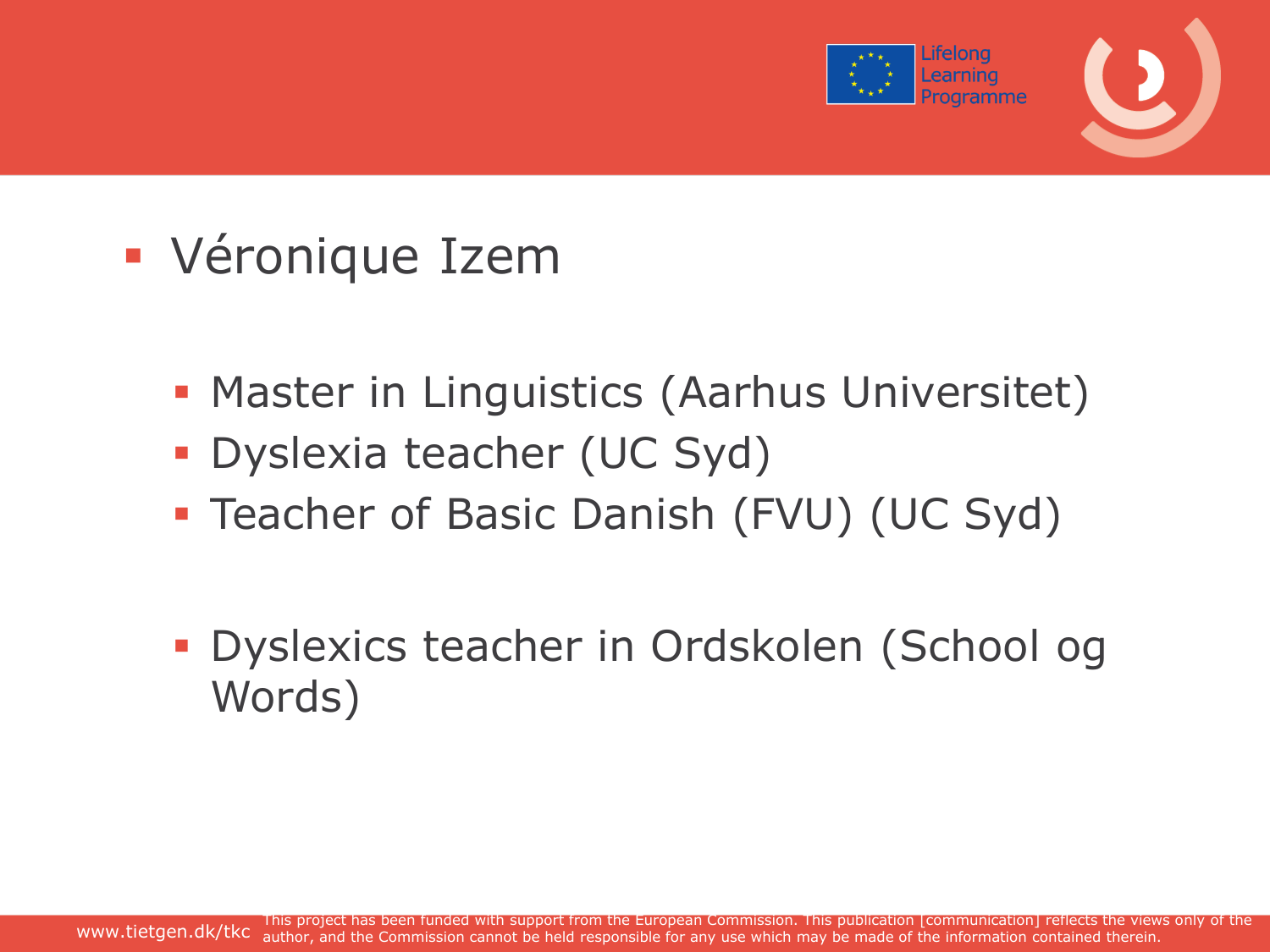- Véronique Izem

  - Master in Linguistics (Aarhus Universitet)
  - Dyslexia teacher (UC Syd)
  - Teacher of Basic Danish (FVU) (UC Syd)

  - Dyslexics teacher in Ordskolen (School og Words)

This project has been funded with support from the European Commission. This publication [communication] reflects the views only of the author, and the Commission cannot be held responsible for any use which may be made of the information contained therein.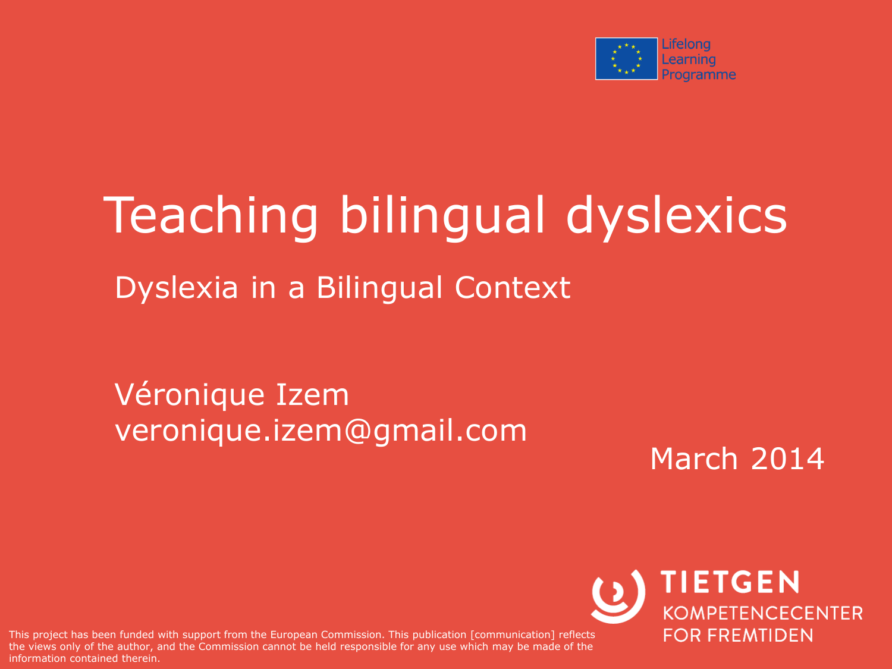Lifelong Learning Programme

# Teaching bilingual dyslexics

## Dyslexia in a Bilingual Context

Véronique Izem
veronique.izem@gmail.com

March 2014

TIETGEN
KOMPETENCECENTER FOR FREMTIDEN

This project has been funded with support from the European Commission. This publication [communication] reflects the views only of the author, and the Commission cannot be held responsible for any use which may be made of the information contained therein.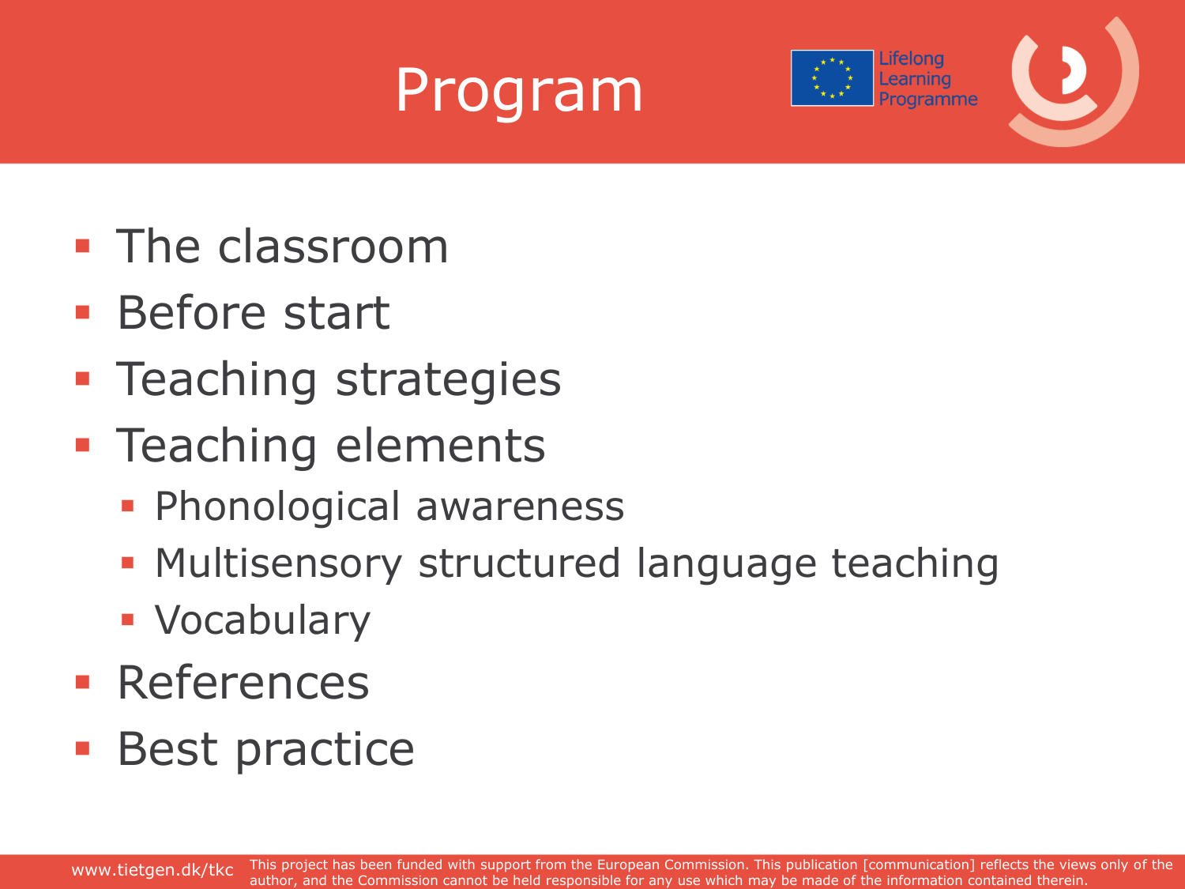# Program

- The classroom
- Before start
- Teaching strategies
- Teaching elements
  - Phonological awareness
  - Multisensory structured language teaching
  - Vocabulary
- References
- Best practice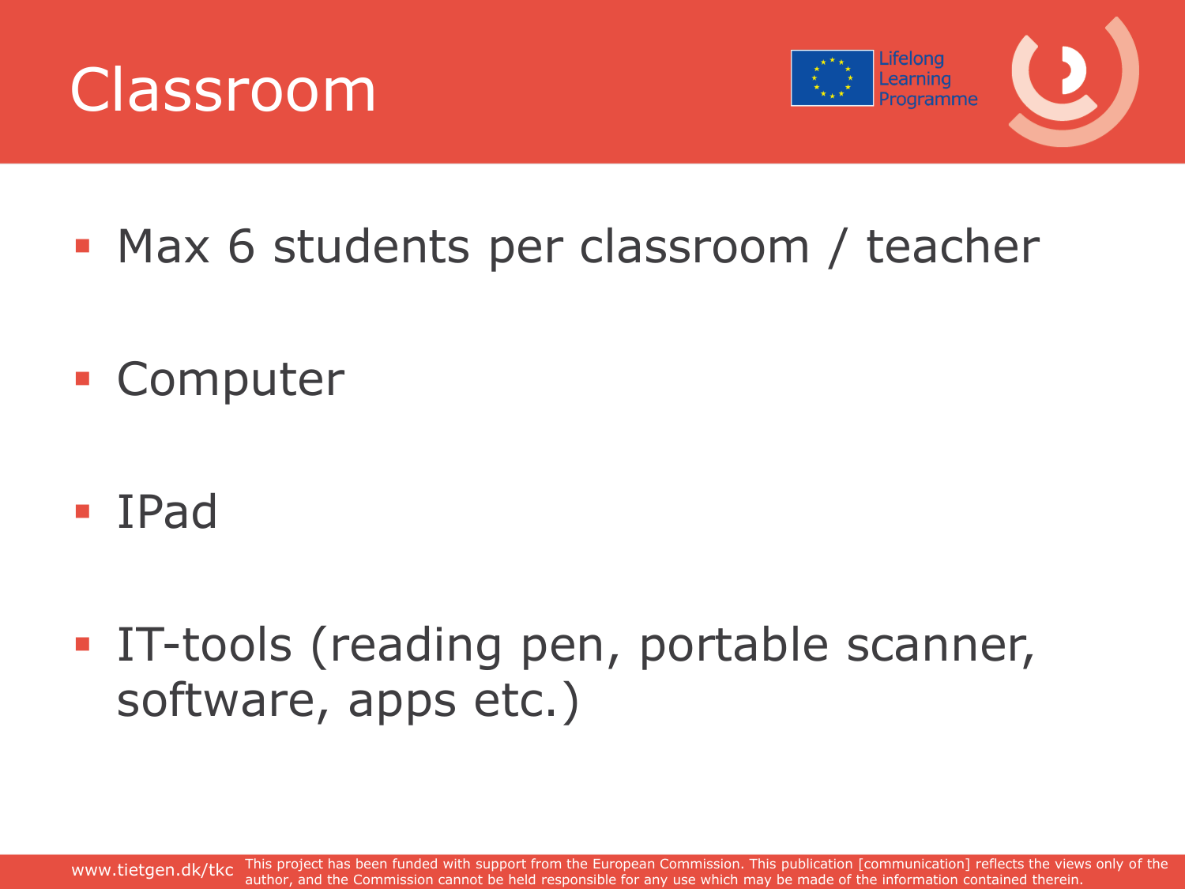# Classroom

- Max 6 students per classroom / teacher
- Computer
- IPad
- IT-tools (reading pen, portable scanner, software, apps etc.)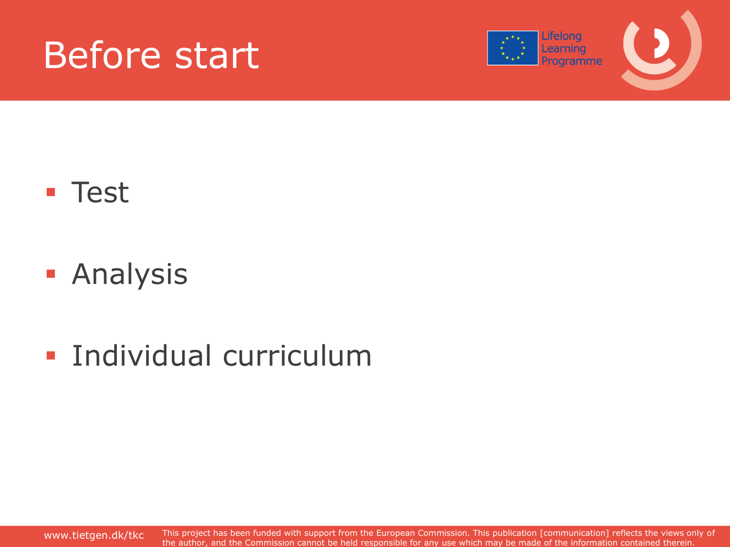# Before start

- Test
- Analysis
- Individual curriculum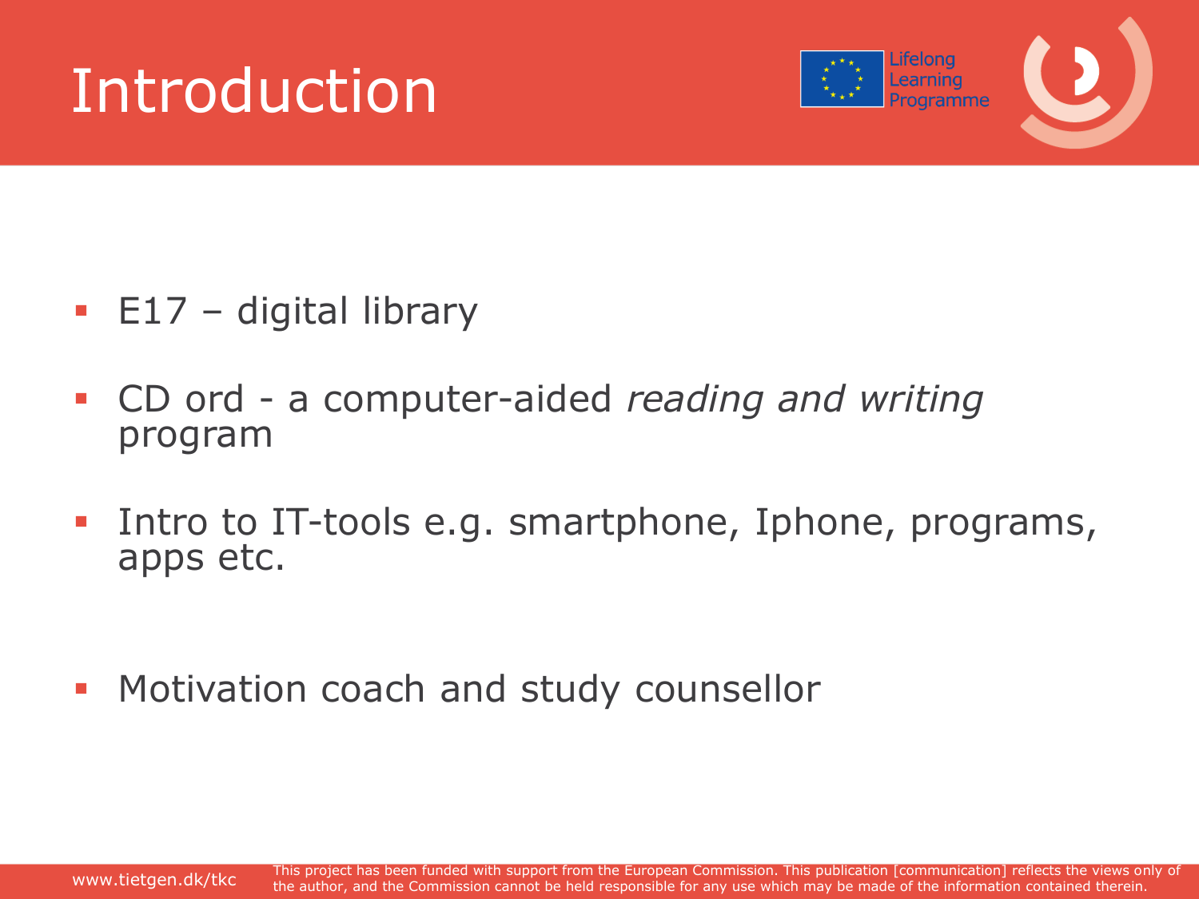# Introduction

- E17 – digital library
- CD ord - a computer-aided *reading and writing* program
- Intro to IT-tools e.g. smartphone, Iphone, programs, apps etc.
- Motivation coach and study counsellor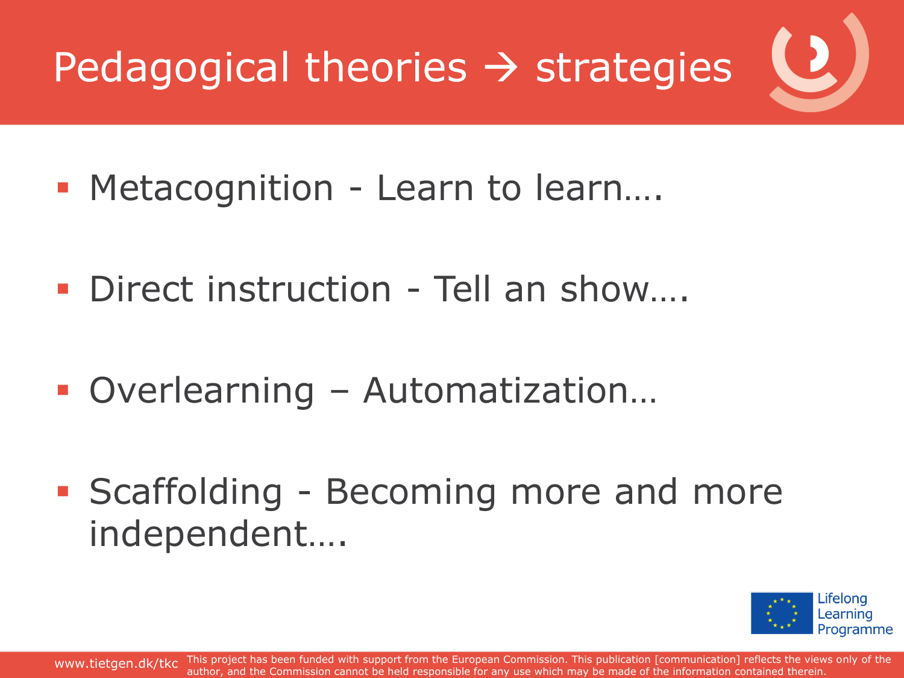# Pedagogical theories → strategies

- Metacognition - Learn to learn….
- Direct instruction - Tell an show….
- Overlearning – Automatization…
- Scaffolding - Becoming more and more independent….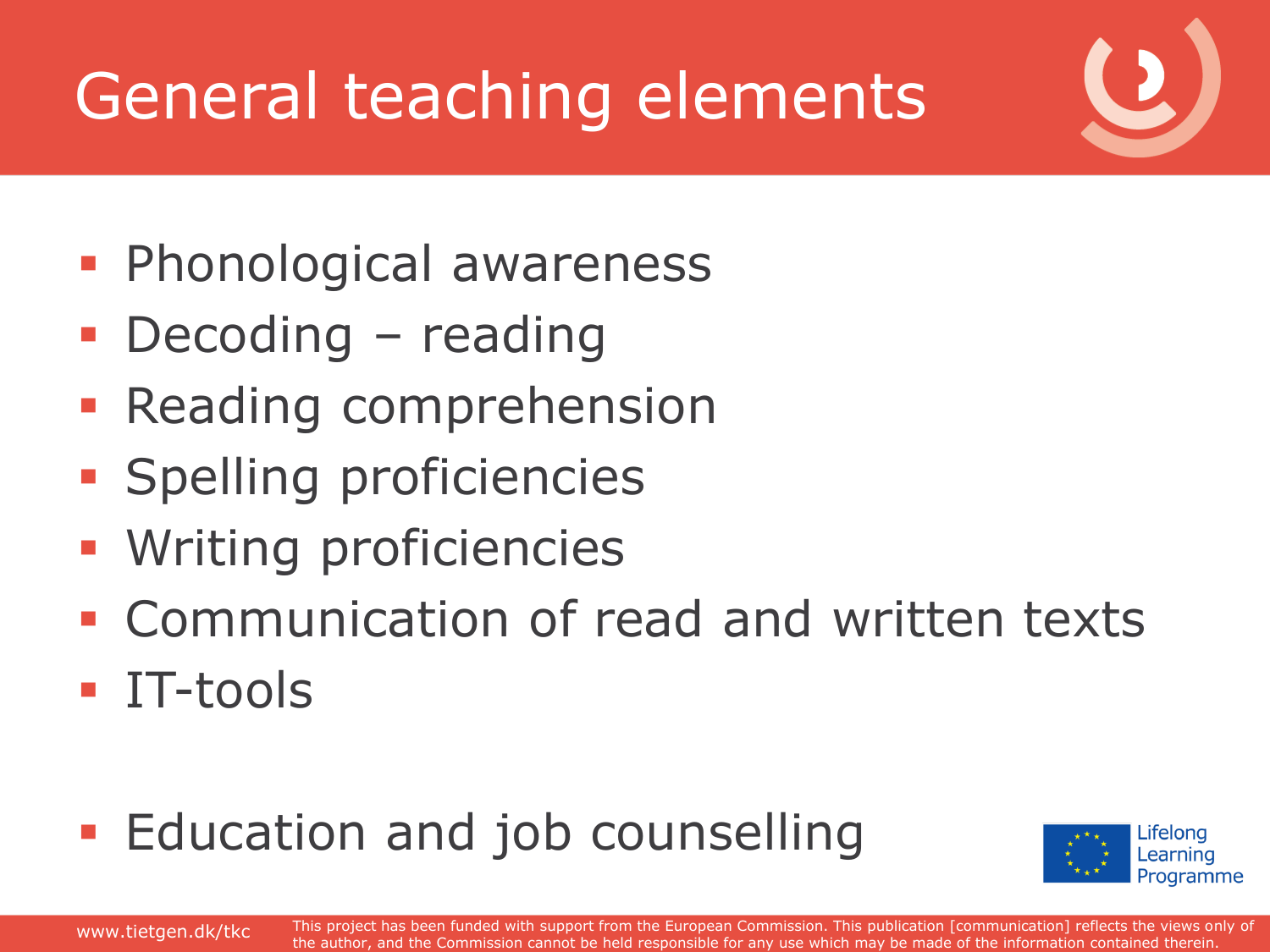# General teaching elements

- Phonological awareness
- Decoding – reading
- Reading comprehension
- Spelling proficiencies
- Writing proficiencies
- Communication of read and written texts
- IT-tools

- Education and job counselling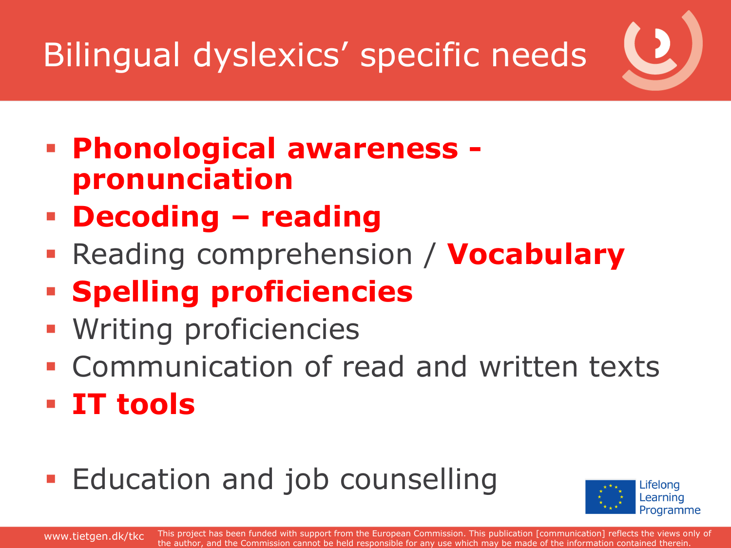# Bilingual dyslexics' specific needs

- **Phonological awareness - pronunciation**
- **Decoding – reading**
- Reading comprehension / **Vocabulary**
- **Spelling proficiencies**
- Writing proficiencies
- Communication of read and written texts
- **IT tools**

- Education and job counselling

Lifelong Learning Programme

www.tietgen.dk/tkc This project has been funded with support from the European Commission. This publication [communication] reflects the views only of the author, and the Commission cannot be held responsible for any use which may be made of the information contained therein.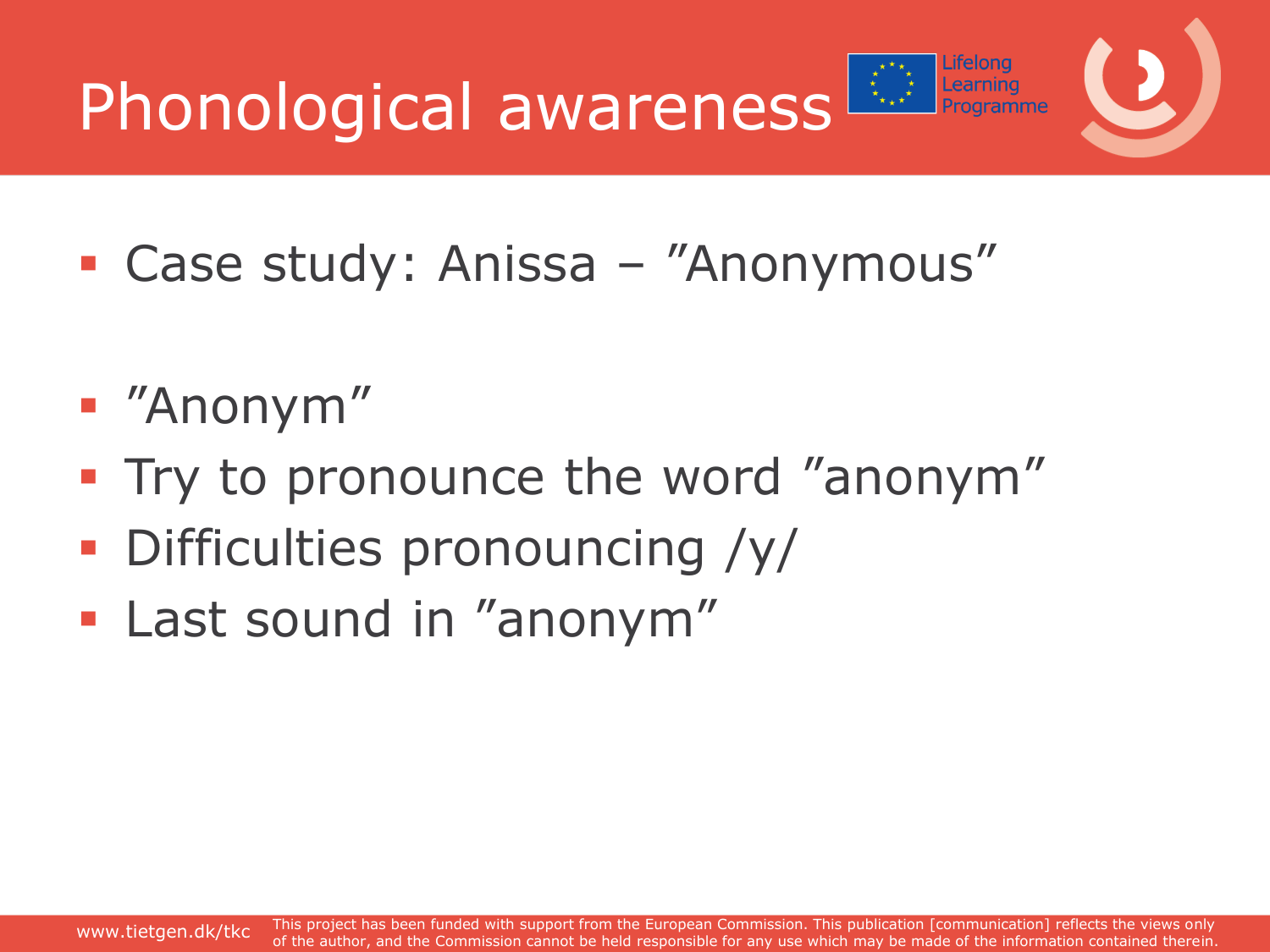# Phonological awareness

- Case study: Anissa – ”Anonymous”

- ”Anonym”
- Try to pronounce the word ”anonym”
- Difficulties pronouncing /y/
- Last sound in ”anonym”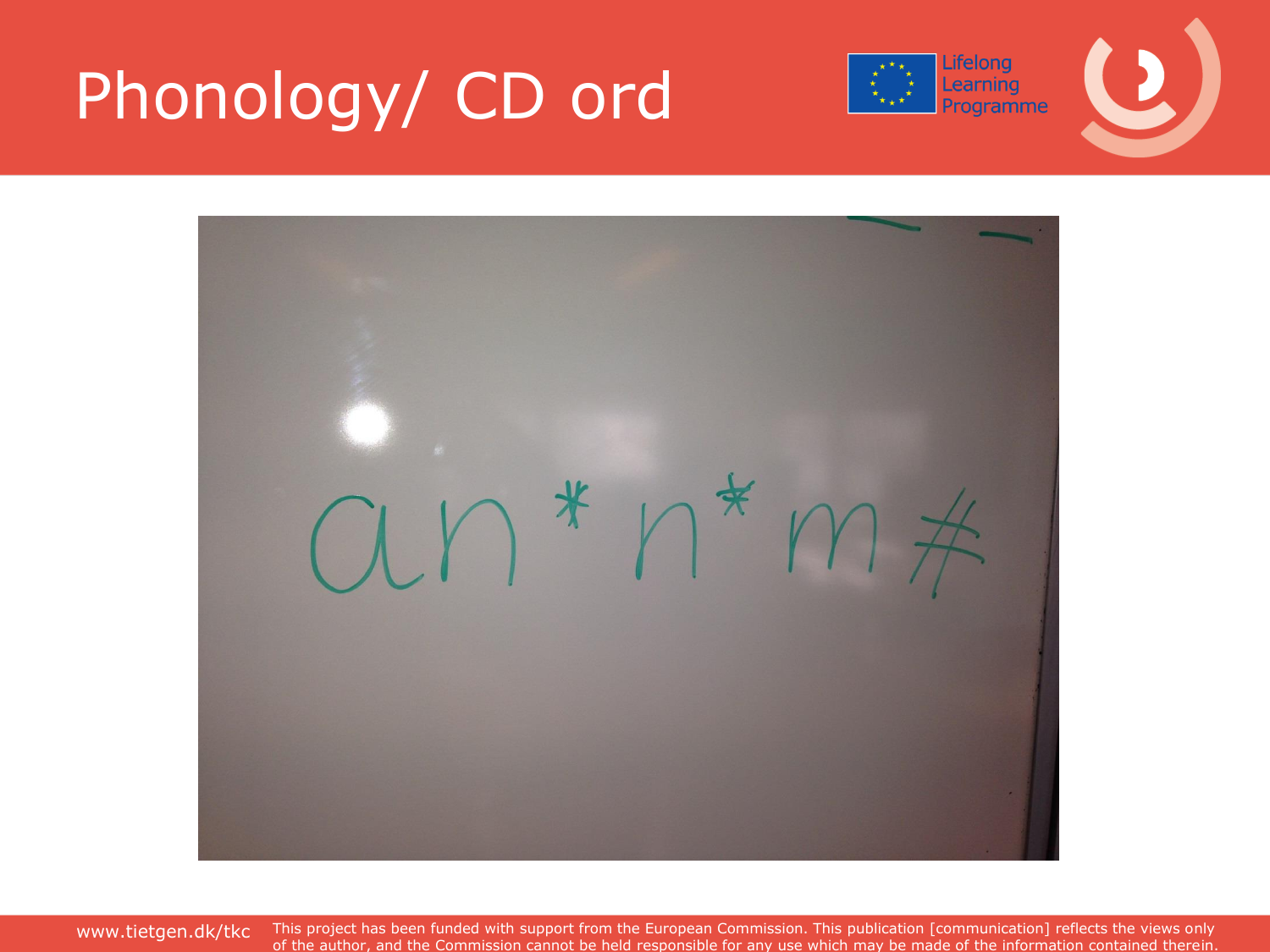# Phonology/ CD ord

an*n*m#

This project has been funded with support from the European Commission. This publication [communication] reflects the views only of the author, and the Commission cannot be held responsible for any use which may be made of the information contained therein.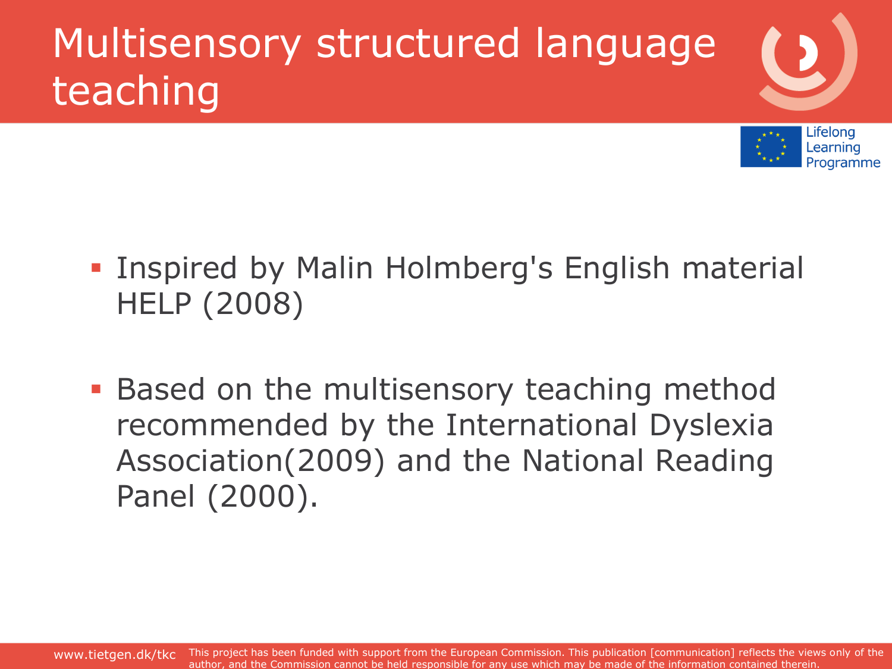# Multisensory structured language teaching

- Inspired by Malin Holmberg's English material HELP (2008)

- Based on the multisensory teaching method recommended by the International Dyslexia Association(2009) and the National Reading Panel (2000).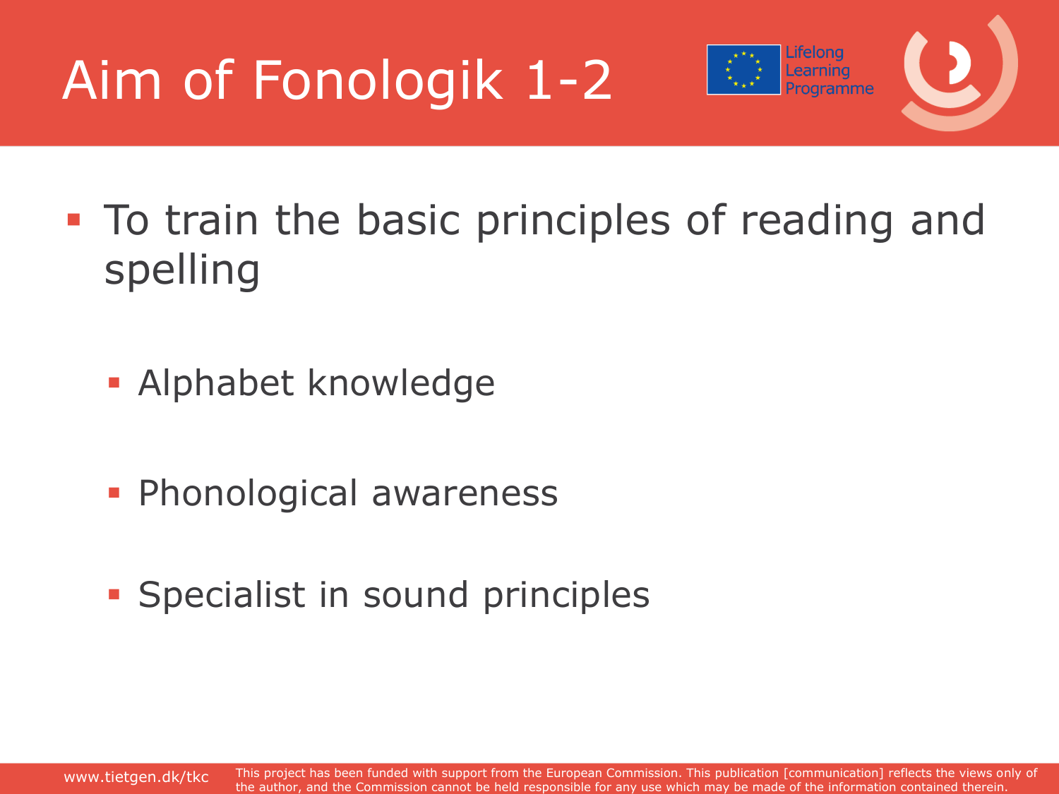# Aim of Fonologik 1-2

- To train the basic principles of reading and spelling
  - Alphabet knowledge
  - Phonological awareness
  - Specialist in sound principles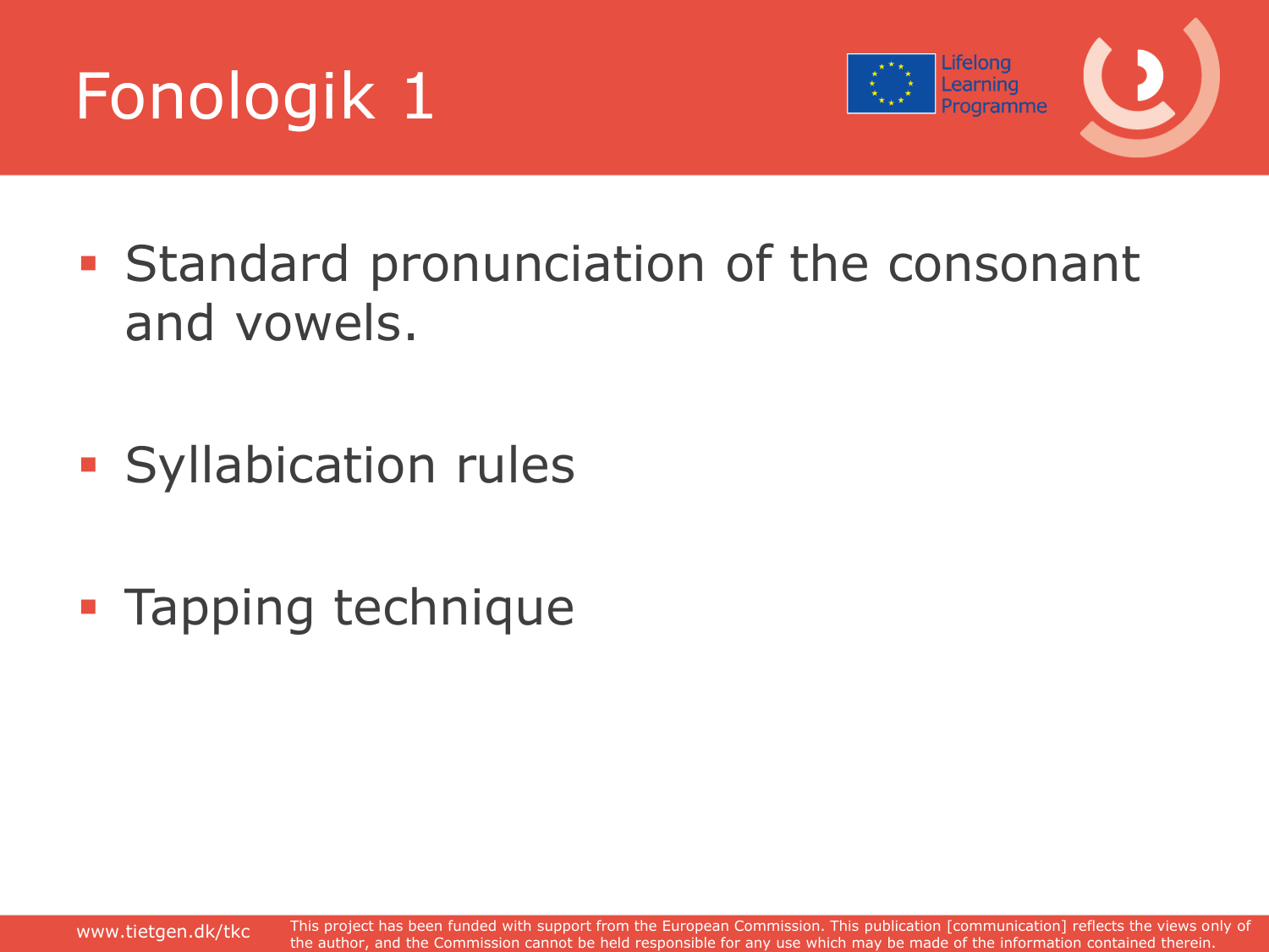# Fonologik 1

- Standard pronunciation of the consonant and vowels.
- Syllabication rules
- Tapping technique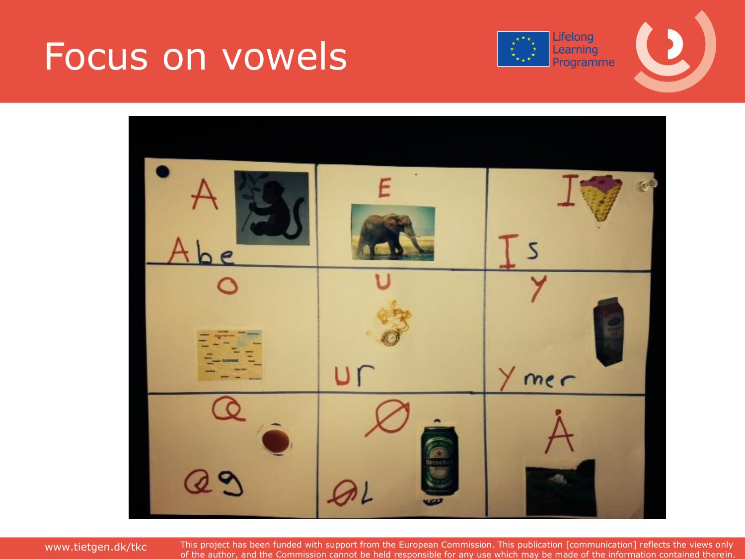# Focus on vowels

| A | E | I |
|---|---|---|
| Abe | | Is |
| O | U | Y |
| | ur | Ymer |
| Æ | Ø | Å |
| Æg | Øl | |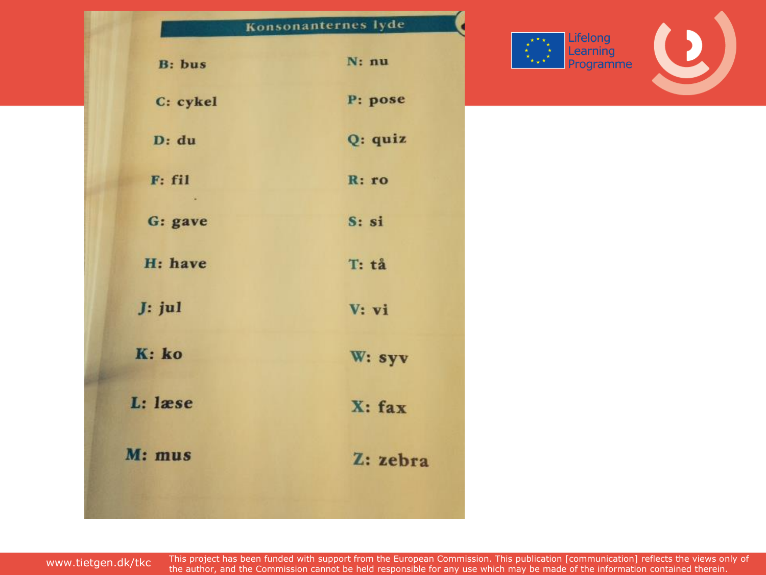## Konsonanternes lyde

B: bus

C: cykel

D: du

F: fil

G: gave

H: have

J: jul

K: ko

L: læse

M: mus

N: nu

P: pose

Q: quiz

R: ro

S: si

T: tå

V: vi

W: syv

X: fax

Z: zebra

Lifelong Learning Programme

www.tietgen.dk/tkc

This project has been funded with support from the European Commission. This publication [communication] reflects the views only of the author, and the Commission cannot be held responsible for any use which may be made of the information contained therein.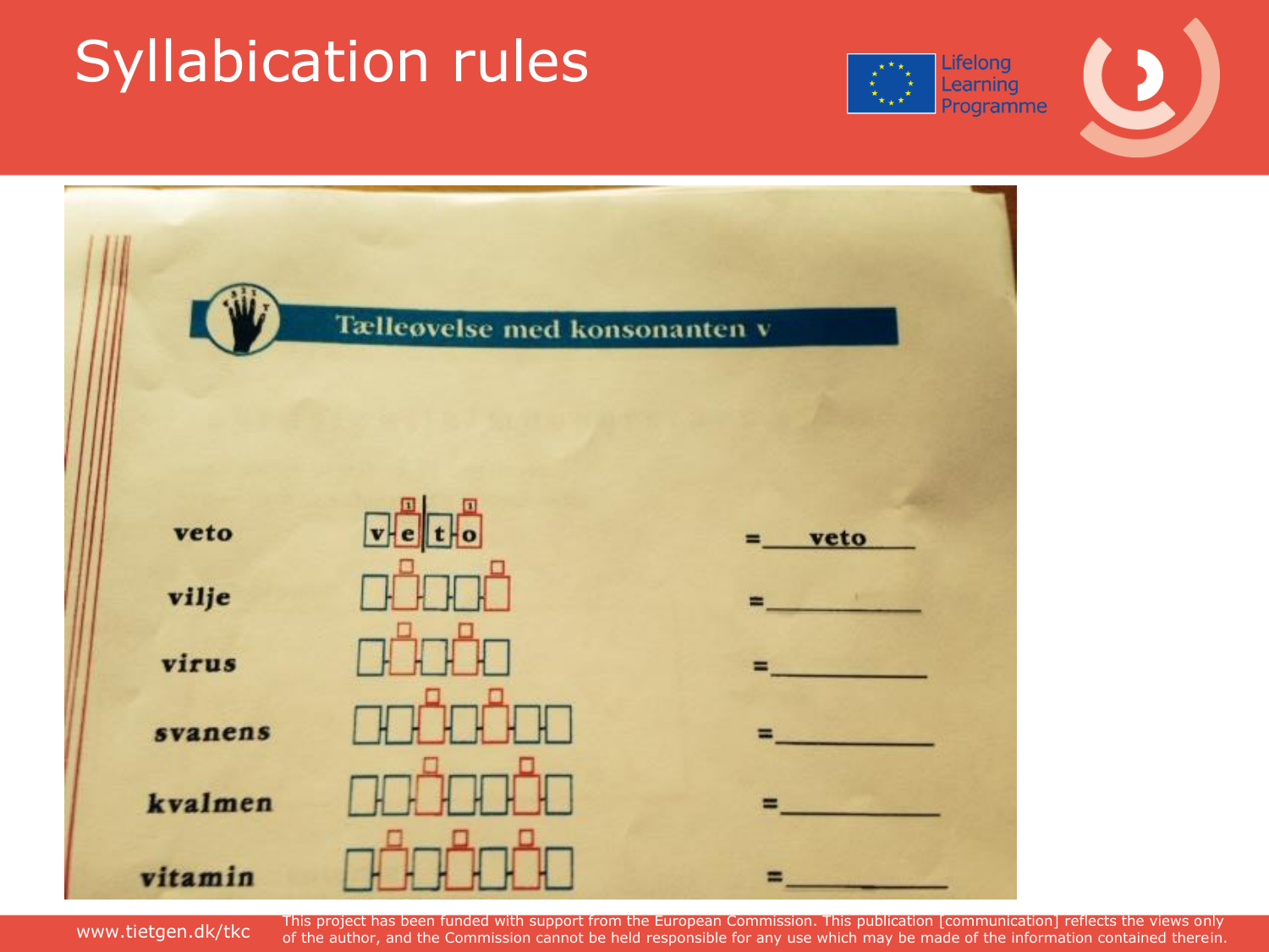# Syllabication rules

## Tælleøvelse med konsonanten v

| | | |
|---|---|---|
| veto | v e \| t o | = veto |
| vilje | | = |
| virus | | = |
| svanens | | = |
| kvalmen | | = |
| vitamin | | = |

www.tietgen.dk/tkc

This project has been funded with support from the European Commission. This publication [communication] reflects the views only of the author, and the Commission cannot be held responsible for any use which may be made of the information contained therein.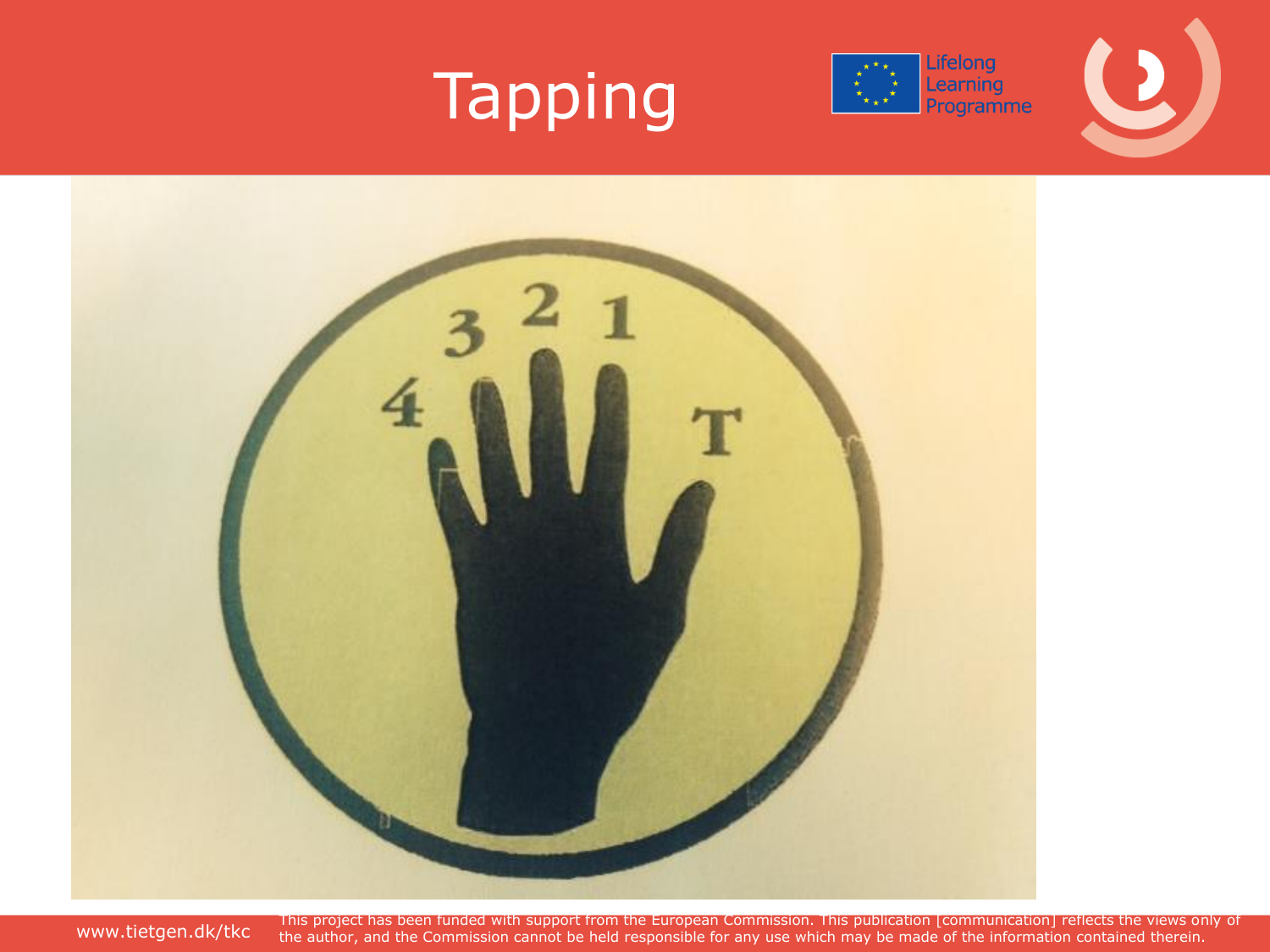# Tapping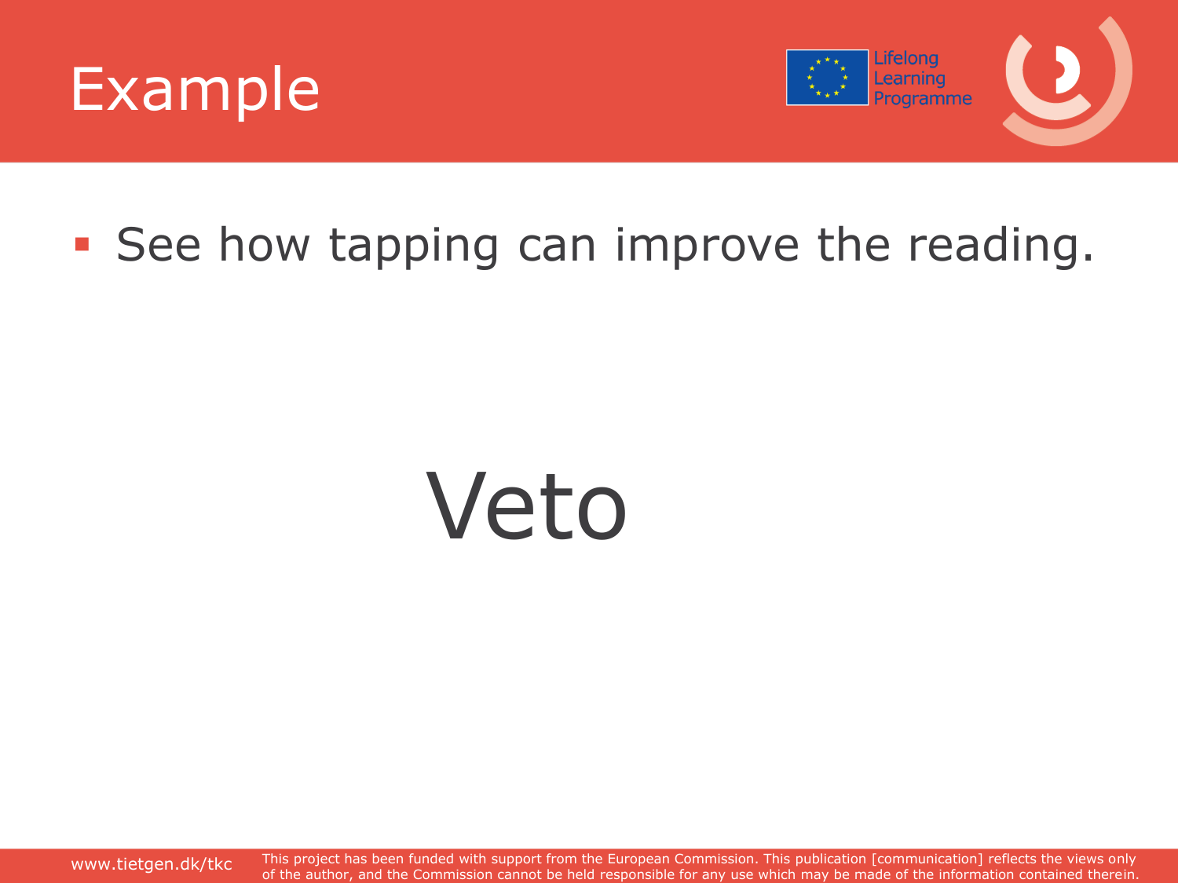# Example

- See how tapping can improve the reading.

Veto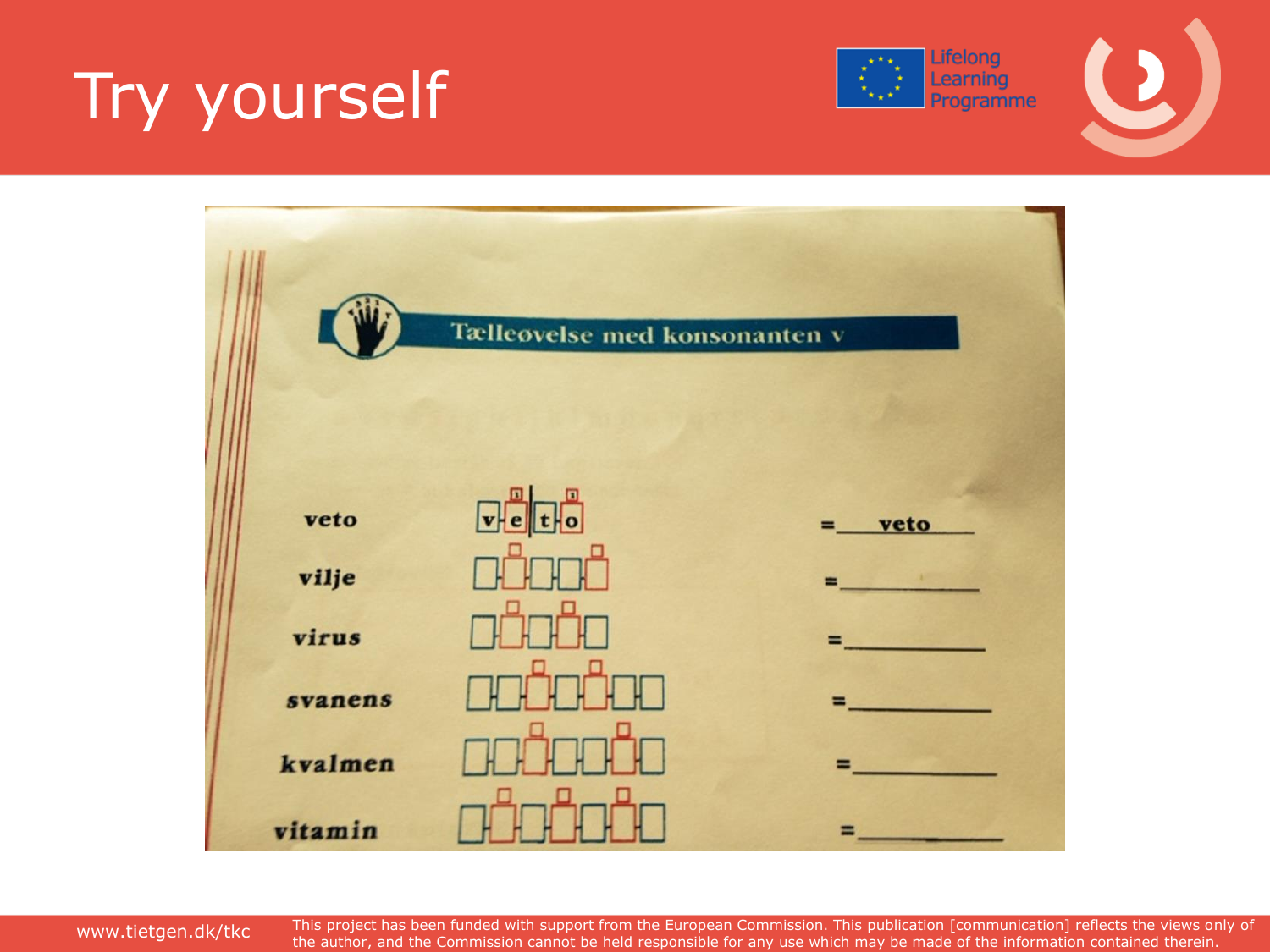# Try yourself

Tælleøvelse med konsonanten v

| | | |
|---|---|---|
| veto | v e t o | = veto |
| vilje | | = |
| virus | | = |
| svanens | | = |
| kvalmen | | = |
| vitamin | | = |

www.tietgen.dk/tkc

This project has been funded with support from the European Commission. This publication [communication] reflects the views only of the author, and the Commission cannot be held responsible for any use which may be made of the information contained therein.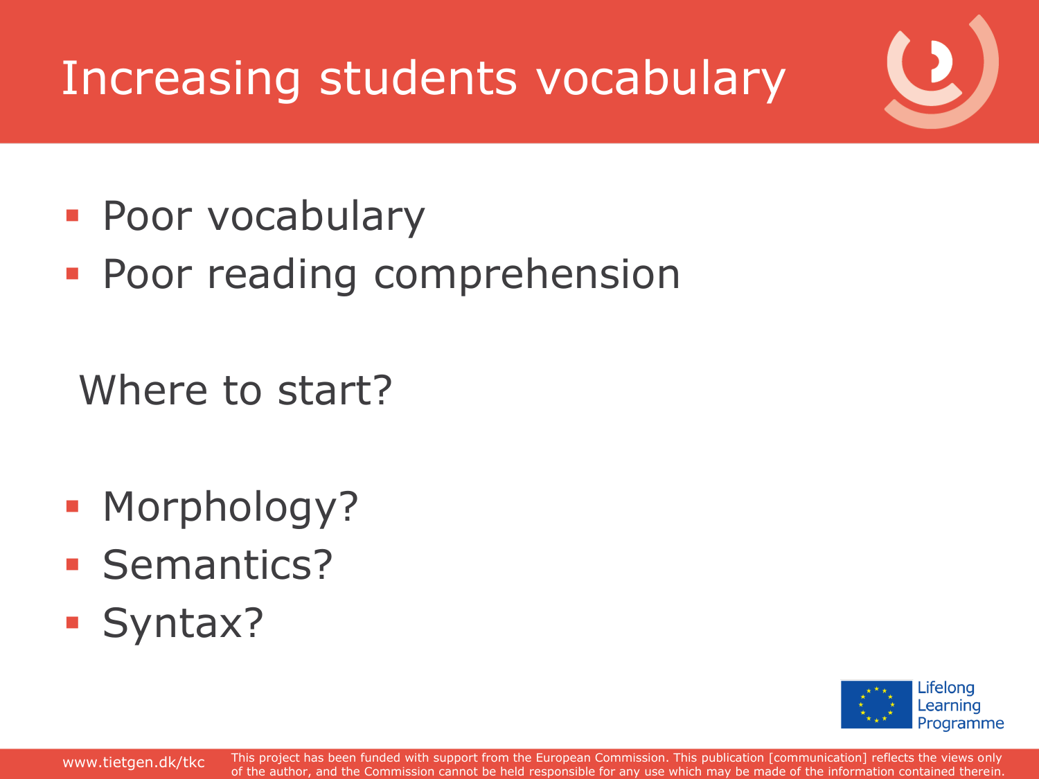# Increasing students vocabulary

- Poor vocabulary
- Poor reading comprehension

Where to start?

- Morphology?
- Semantics?
- Syntax?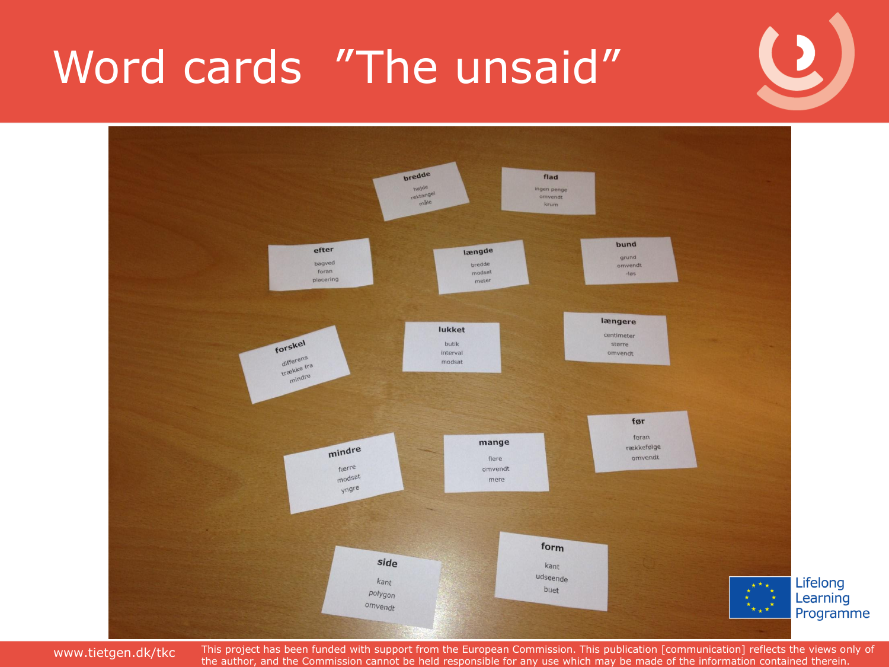# Word cards "The unsaid"

**bredde**
højde
rektangel
måle

**flad**
ingen penge
omvendt
krum

**efter**
bagved
foran
placering

**længde**
bredde
modsat
meter

**bund**
grund
omvendt
-løs

**forskel**
differens
trække fra
mindre

**lukket**
butik
interval
modsat

**længere**
centimeter
større
omvendt

**før**
foran
rækkefølge
omvendt

**mindre**
færre
modsat
yngre

**mange**
flere
omvendt
mere

**side**
kant
polygon
omvendt

**form**
kant
udseende
buet

Lifelong Learning Programme

www.tietgen.dk/tkc

This project has been funded with support from the European Commission. This publication [communication] reflects the views only of the author, and the Commission cannot be held responsible for any use which may be made of the information contained therein.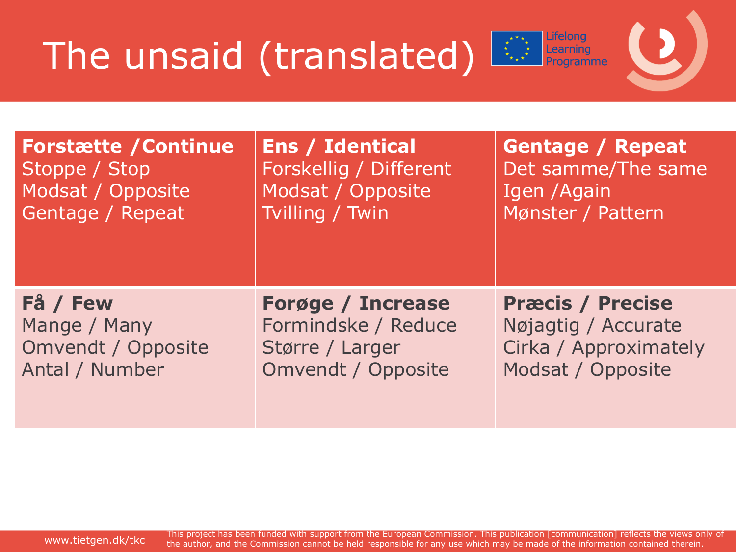# The unsaid (translated)

| | | |
|---|---|---|
| **Forstætte /Continue**<br>Stoppe / Stop<br>Modsat / Opposite<br>Gentage / Repeat | **Ens / Identical**<br>Forskellig / Different<br>Modsat / Opposite<br>Tvilling / Twin | **Gentage / Repeat**<br>Det samme/The same<br>Igen /Again<br>Mønster / Pattern |
| **Få / Few**<br>Mange / Many<br>Omvendt / Opposite<br>Antal / Number | **Forøge / Increase**<br>Formindske / Reduce<br>Større / Larger<br>Omvendt / Opposite | **Præcis / Precise**<br>Nøjagtig / Accurate<br>Cirka / Approximately<br>Modsat / Opposite |

www.tietgen.dk/tkc

This project has been funded with support from the European Commission. This publication [communication] reflects the views only of the author, and the Commission cannot be held responsible for any use which may be made of the information contained therein.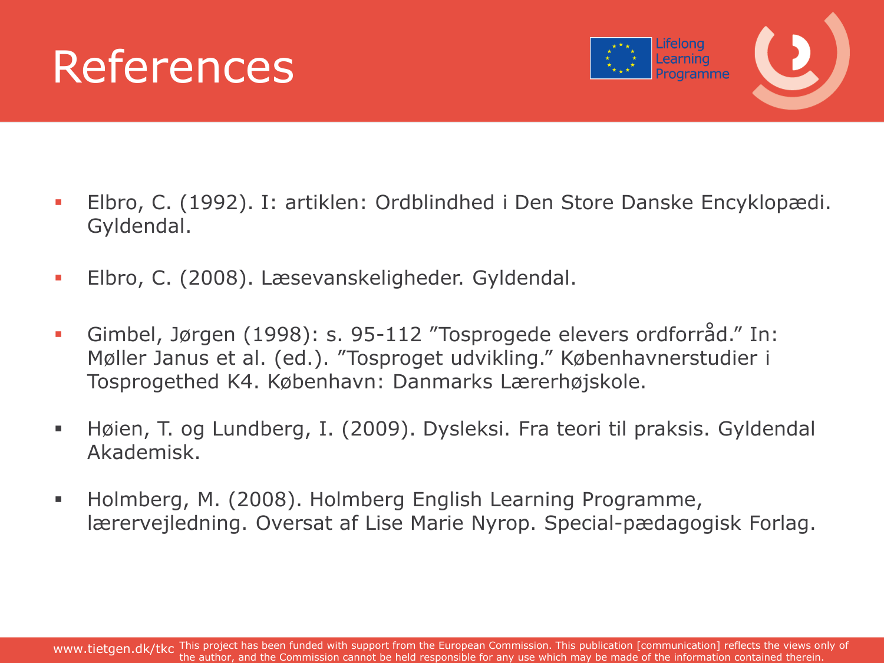# References

- Elbro, C. (1992). I: artiklen: Ordblindhed i Den Store Danske Encyklopædi. Gyldendal.
- Elbro, C. (2008). Læsevanskeligheder. Gyldendal.
- Gimbel, Jørgen (1998): s. 95-112 ”Tosprogede elevers ordforråd.” In: Møller Janus et al. (ed.). ”Tosproget udvikling.” Københavnerstudier i Tosprogethed K4. København: Danmarks Lærerhøjskole.
- Høien, T. og Lundberg, I. (2009). Dysleksi. Fra teori til praksis. Gyldendal Akademisk.
- Holmberg, M. (2008). Holmberg English Learning Programme, lærervejledning. Oversat af Lise Marie Nyrop. Special-pædagogisk Forlag.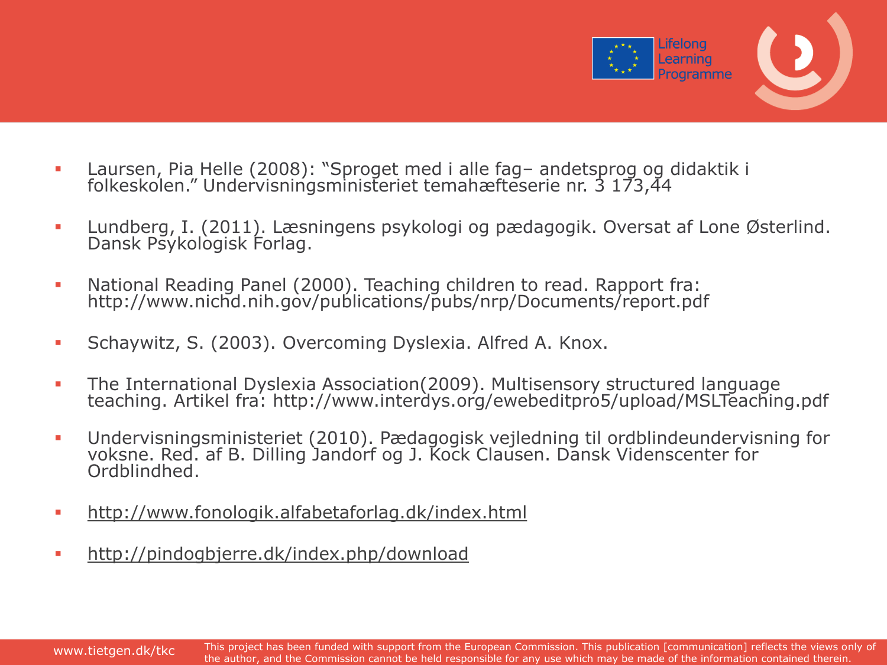- Laursen, Pia Helle (2008): "Sproget med i alle fag– andetsprog og didaktik i folkeskolen." Undervisningsministeriet temahæfteserie nr. 3 173,44
- Lundberg, I. (2011). Læsningens psykologi og pædagogik. Oversat af Lone Østerlind. Dansk Psykologisk Forlag.
- National Reading Panel (2000). Teaching children to read. Rapport fra: http://www.nichd.nih.gov/publications/pubs/nrp/Documents/report.pdf
- Schaywitz, S. (2003). Overcoming Dyslexia. Alfred A. Knox.
- The International Dyslexia Association(2009). Multisensory structured language teaching. Artikel fra: http://www.interdys.org/ewebeditpro5/upload/MSLTeaching.pdf
- Undervisningsministeriet (2010). Pædagogisk vejledning til ordblindeundervisning for voksne. Red. af B. Dilling Jandorf og J. Kock Clausen. Dansk Videnscenter for Ordblindhed.
- http://www.fonologik.alfabetaforlag.dk/index.html
- http://pindogbjerre.dk/index.php/download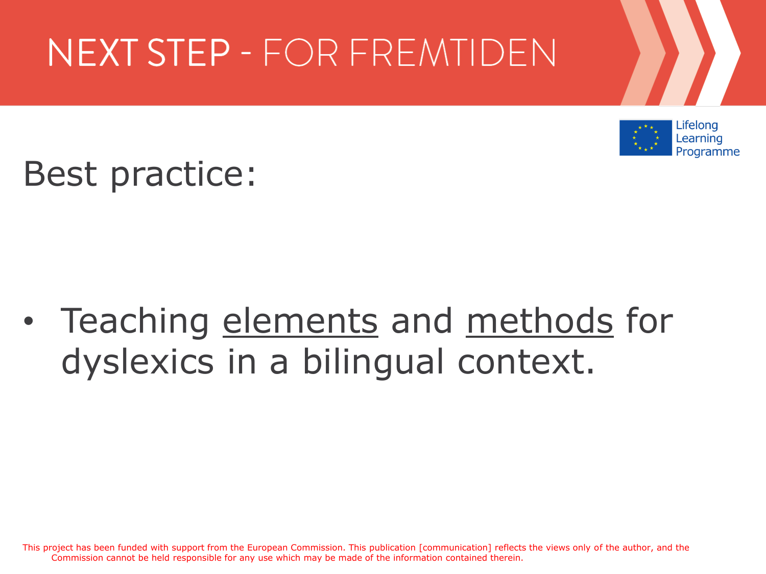# NEXT STEP - FOR FREMTIDEN

Lifelong Learning Programme

## Best practice:

- Teaching <u>elements</u> and <u>methods</u> for dyslexics in a bilingual context.

This project has been funded with support from the European Commission. This publication [communication] reflects the views only of the author, and the Commission cannot be held responsible for any use which may be made of the information contained therein.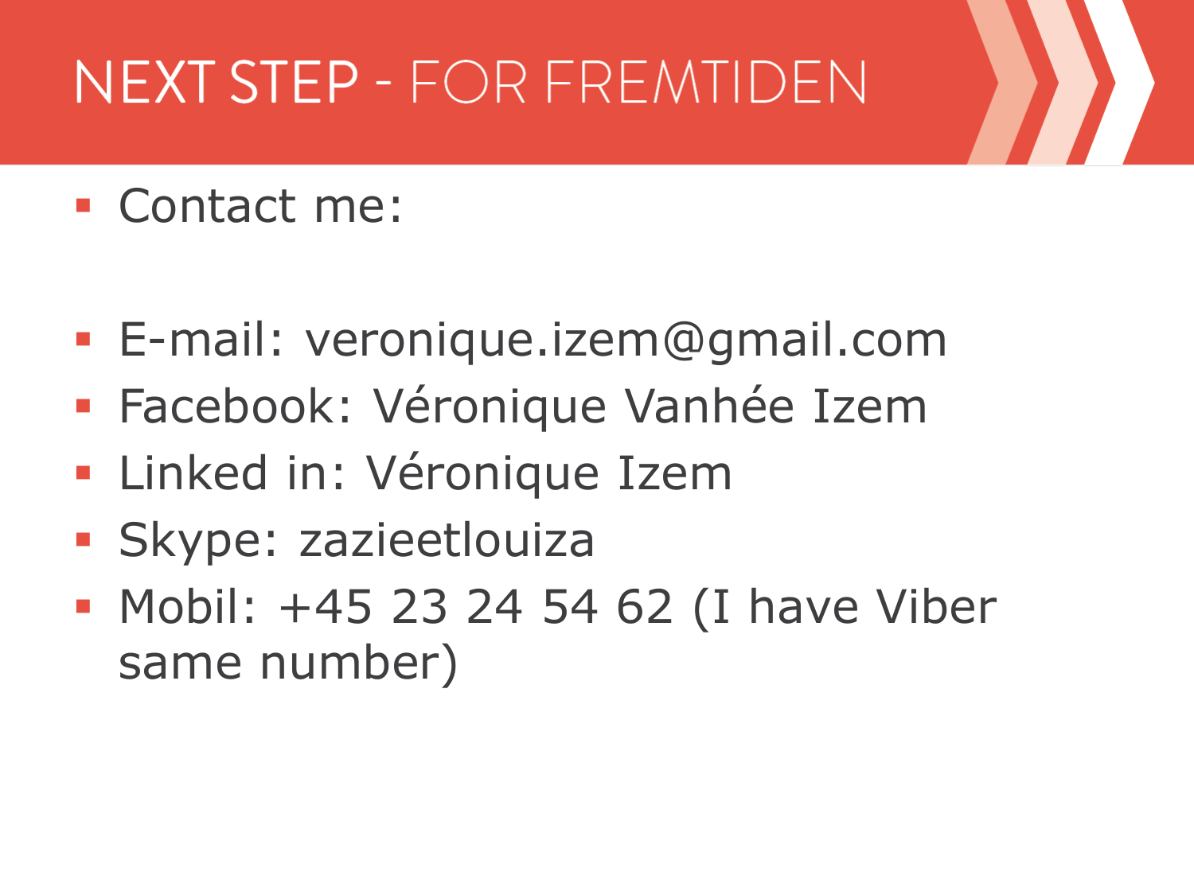# NEXT STEP - FOR FREMTIDEN

- Contact me:

- E-mail: veronique.izem@gmail.com
- Facebook: Véronique Vanhée Izem
- Linked in: Véronique Izem
- Skype: zazieetlouiza
- Mobil: +45 23 24 54 62 (I have Viber same number)